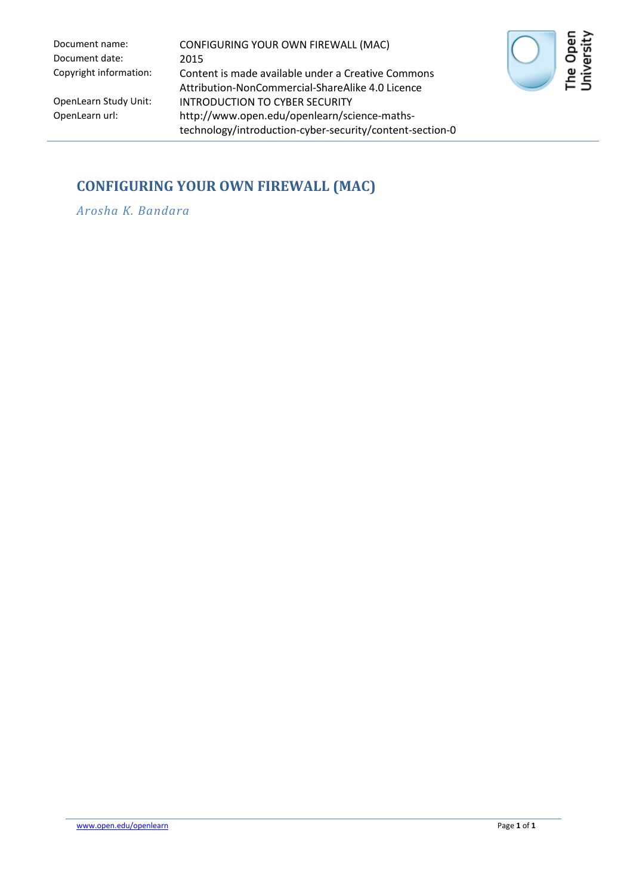| Document name: | CONFIGURING YOUR OWN FIREWALL (MAC) |
| --- | --- |
| Document date: | 2015 |
| Copyright information: | Content is made available under a Creative Commons Attribution-NonCommercial-ShareAlike 4.0 Licence |
| OpenLearn Study Unit: | INTRODUCTION TO CYBER SECURITY |
| OpenLearn url: | http://www.open.edu/openlearn/science-maths-technology/introduction-cyber-security/content-section-0 |

# CONFIGURING YOUR OWN FIREWALL (MAC)

*Arosha K. Bandara*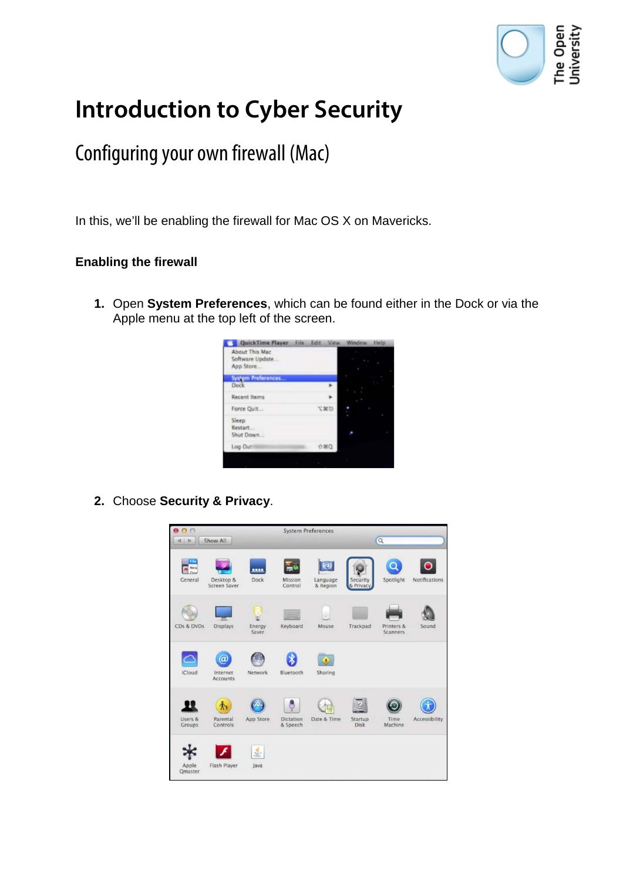# Introduction to Cyber Security

## Configuring your own firewall (Mac)

In this, we'll be enabling the firewall for Mac OS X on Mavericks.

### Enabling the firewall

1. Open **System Preferences**, which can be found either in the Dock or via the Apple menu at the top left of the screen.

2. Choose **Security & Privacy**.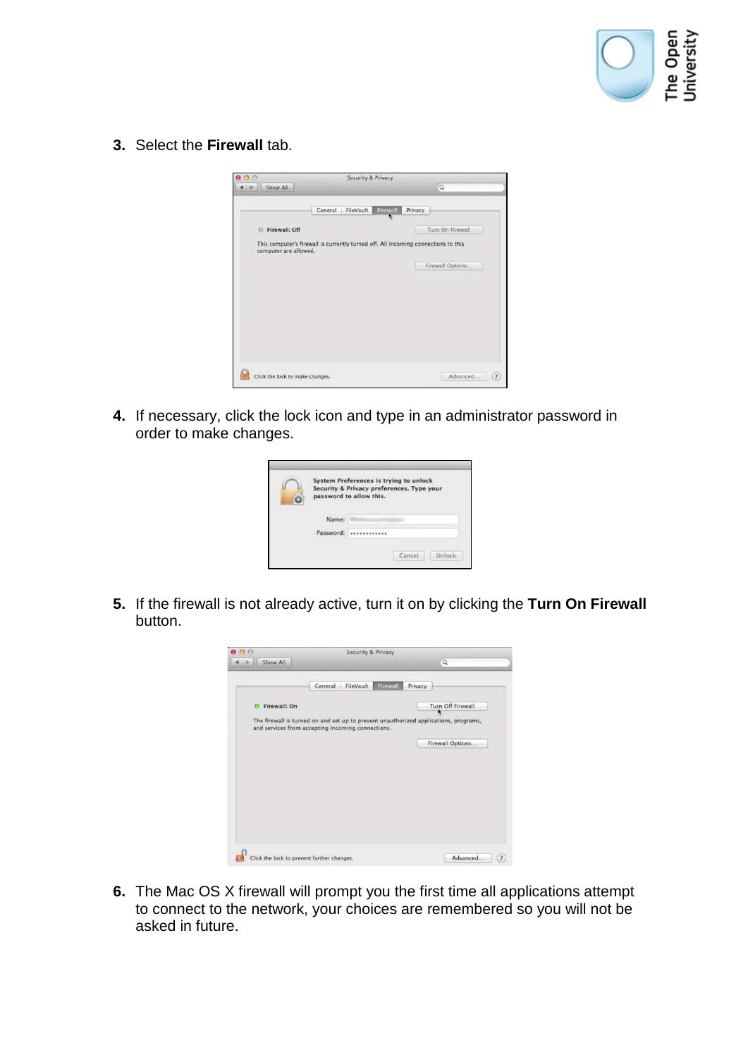3. Select the **Firewall** tab.

4. If necessary, click the lock icon and type in an administrator password in order to make changes.

5. If the firewall is not already active, turn it on by clicking the **Turn On Firewall** button.

6. The Mac OS X firewall will prompt you the first time all applications attempt to connect to the network, your choices are remembered so you will not be asked in future.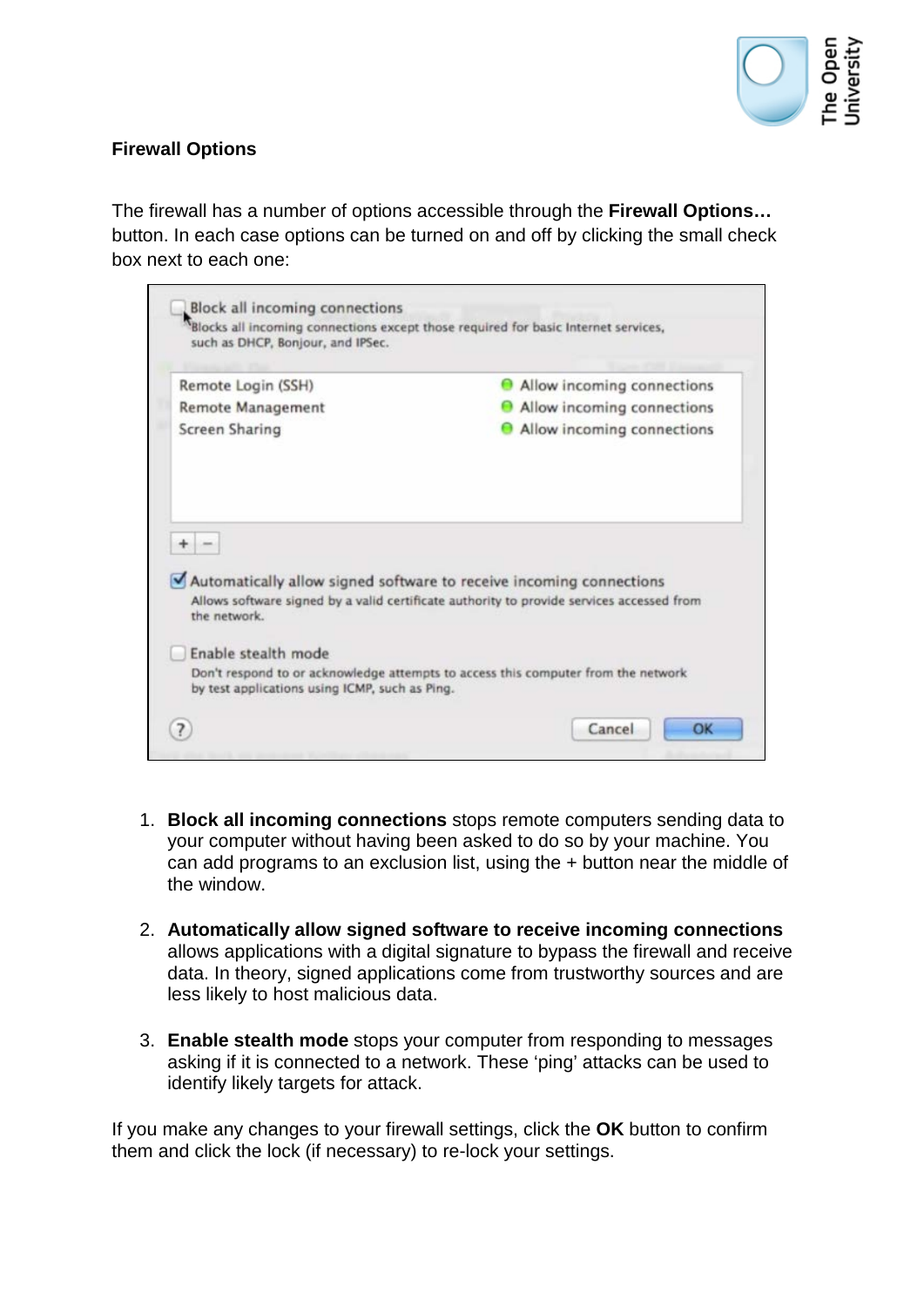**Firewall Options**

The firewall has a number of options accessible through the **Firewall Options…** button. In each case options can be turned on and off by clicking the small check box next to each one:

Block all incoming connections
Blocks all incoming connections except those required for basic Internet services, such as DHCP, Bonjour, and IPSec.

| | |
|---|---|
| Remote Login (SSH) | Allow incoming connections |
| Remote Management | Allow incoming connections |
| Screen Sharing | Allow incoming connections |

Automatically allow signed software to receive incoming connections
Allows software signed by a valid certificate authority to provide services accessed from the network.

Enable stealth mode
Don't respond to or acknowledge attempts to access this computer from the network by test applications using ICMP, such as Ping.

Cancel OK

1. **Block all incoming connections** stops remote computers sending data to your computer without having been asked to do so by your machine. You can add programs to an exclusion list, using the + button near the middle of the window.

2. **Automatically allow signed software to receive incoming connections** allows applications with a digital signature to bypass the firewall and receive data. In theory, signed applications come from trustworthy sources and are less likely to host malicious data.

3. **Enable stealth mode** stops your computer from responding to messages asking if it is connected to a network. These 'ping' attacks can be used to identify likely targets for attack.

If you make any changes to your firewall settings, click the **OK** button to confirm them and click the lock (if necessary) to re-lock your settings.